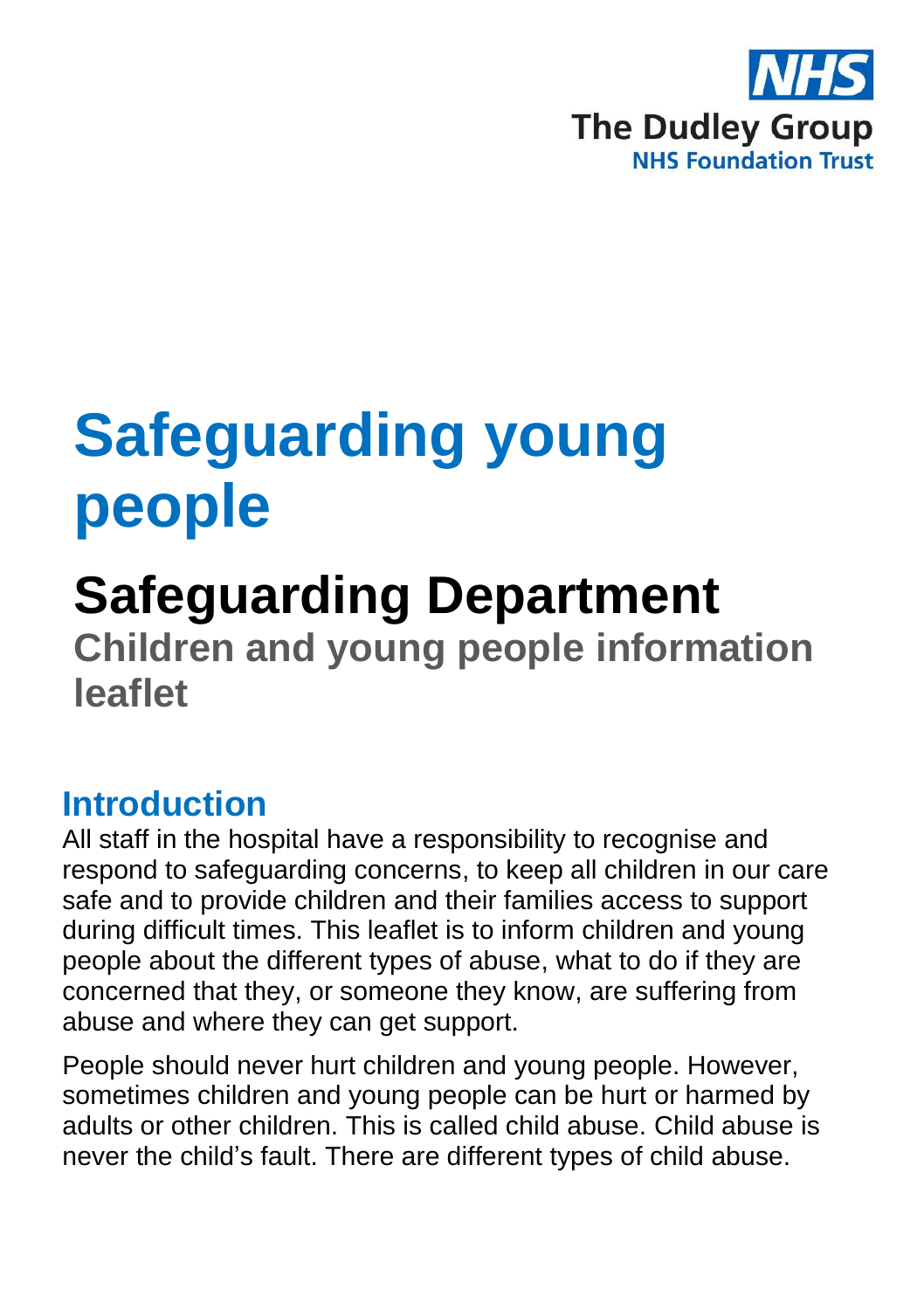NHS

The Dudley Group
NHS Foundation Trust

# Safeguarding young people

## Safeguarding Department

### Children and young people information leaflet

## Introduction

All staff in the hospital have a responsibility to recognise and respond to safeguarding concerns, to keep all children in our care safe and to provide children and their families access to support during difficult times. This leaflet is to inform children and young people about the different types of abuse, what to do if they are concerned that they, or someone they know, are suffering from abuse and where they can get support.

People should never hurt children and young people. However, sometimes children and young people can be hurt or harmed by adults or other children. This is called child abuse. Child abuse is never the child's fault. There are different types of child abuse.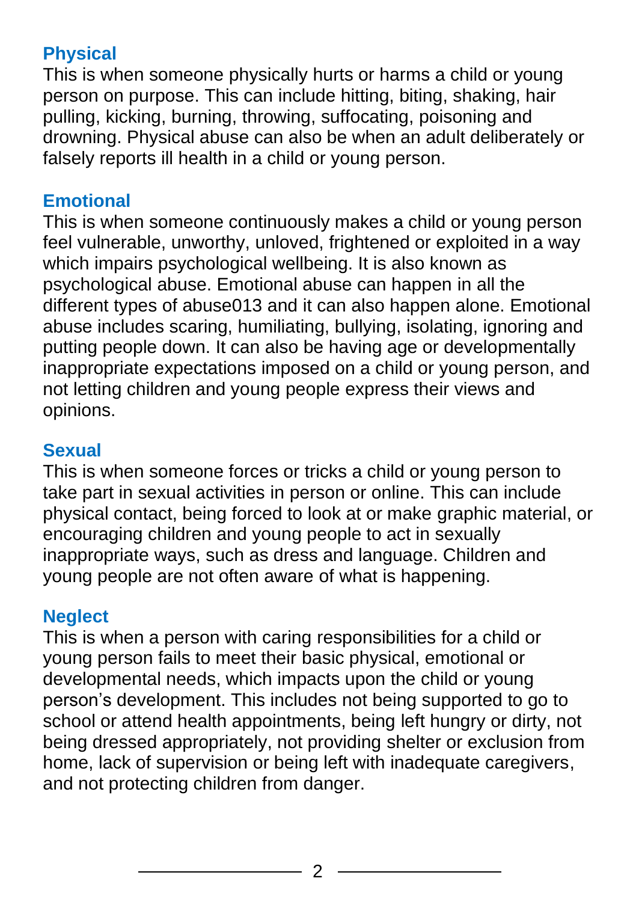## Physical

This is when someone physically hurts or harms a child or young person on purpose. This can include hitting, biting, shaking, hair pulling, kicking, burning, throwing, suffocating, poisoning and drowning. Physical abuse can also be when an adult deliberately or falsely reports ill health in a child or young person.

## Emotional

This is when someone continuously makes a child or young person feel vulnerable, unworthy, unloved, frightened or exploited in a way which impairs psychological wellbeing. It is also known as psychological abuse. Emotional abuse can happen in all the different types of abuse013 and it can also happen alone. Emotional abuse includes scaring, humiliating, bullying, isolating, ignoring and putting people down. It can also be having age or developmentally inappropriate expectations imposed on a child or young person, and not letting children and young people express their views and opinions.

## Sexual

This is when someone forces or tricks a child or young person to take part in sexual activities in person or online. This can include physical contact, being forced to look at or make graphic material, or encouraging children and young people to act in sexually inappropriate ways, such as dress and language. Children and young people are not often aware of what is happening.

## Neglect

This is when a person with caring responsibilities for a child or young person fails to meet their basic physical, emotional or developmental needs, which impacts upon the child or young person's development. This includes not being supported to go to school or attend health appointments, being left hungry or dirty, not being dressed appropriately, not providing shelter or exclusion from home, lack of supervision or being left with inadequate caregivers, and not protecting children from danger.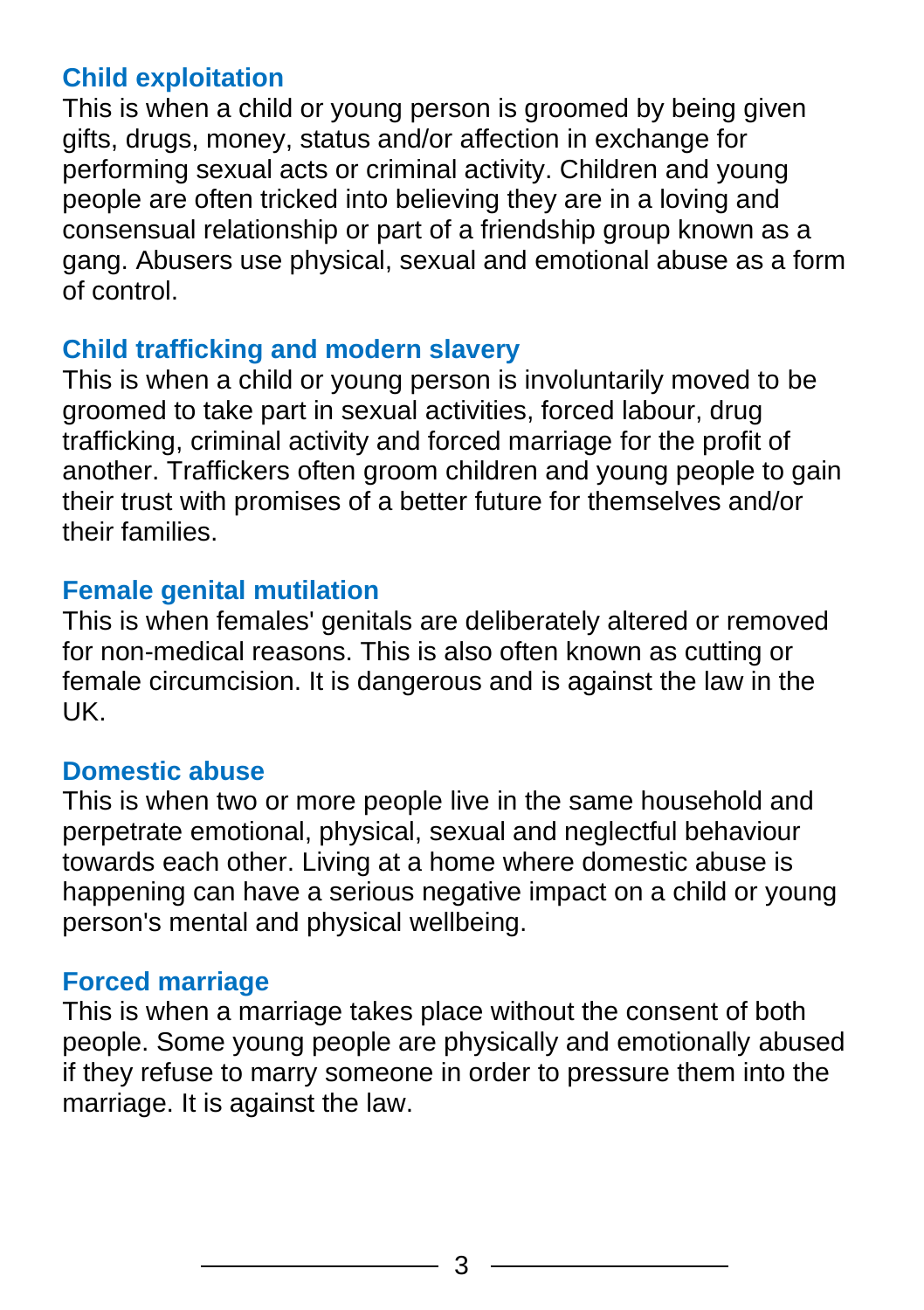### Child exploitation

This is when a child or young person is groomed by being given gifts, drugs, money, status and/or affection in exchange for performing sexual acts or criminal activity. Children and young people are often tricked into believing they are in a loving and consensual relationship or part of a friendship group known as a gang. Abusers use physical, sexual and emotional abuse as a form of control.

### Child trafficking and modern slavery

This is when a child or young person is involuntarily moved to be groomed to take part in sexual activities, forced labour, drug trafficking, criminal activity and forced marriage for the profit of another. Traffickers often groom children and young people to gain their trust with promises of a better future for themselves and/or their families.

### Female genital mutilation

This is when females' genitals are deliberately altered or removed for non-medical reasons. This is also often known as cutting or female circumcision. It is dangerous and is against the law in the UK.

### Domestic abuse

This is when two or more people live in the same household and perpetrate emotional, physical, sexual and neglectful behaviour towards each other. Living at a home where domestic abuse is happening can have a serious negative impact on a child or young person's mental and physical wellbeing.

### Forced marriage

This is when a marriage takes place without the consent of both people. Some young people are physically and emotionally abused if they refuse to marry someone in order to pressure them into the marriage. It is against the law.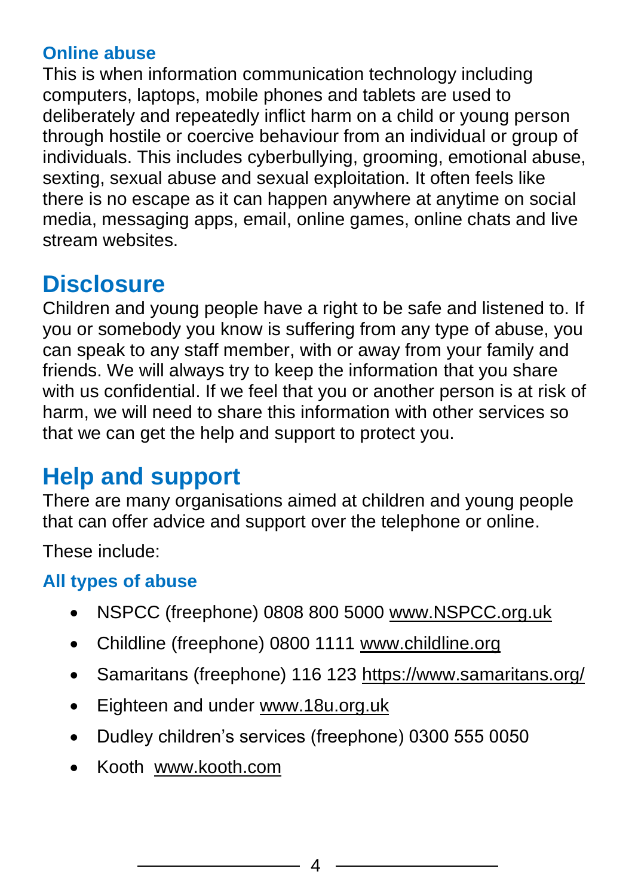### Online abuse

This is when information communication technology including computers, laptops, mobile phones and tablets are used to deliberately and repeatedly inflict harm on a child or young person through hostile or coercive behaviour from an individual or group of individuals. This includes cyberbullying, grooming, emotional abuse, sexting, sexual abuse and sexual exploitation. It often feels like there is no escape as it can happen anywhere at anytime on social media, messaging apps, email, online games, online chats and live stream websites.

## Disclosure

Children and young people have a right to be safe and listened to. If you or somebody you know is suffering from any type of abuse, you can speak to any staff member, with or away from your family and friends. We will always try to keep the information that you share with us confidential. If we feel that you or another person is at risk of harm, we will need to share this information with other services so that we can get the help and support to protect you.

## Help and support

There are many organisations aimed at children and young people that can offer advice and support over the telephone or online.

These include:

### All types of abuse

- NSPCC (freephone) 0808 800 5000 www.NSPCC.org.uk
- Childline (freephone) 0800 1111 www.childline.org
- Samaritans (freephone) 116 123 https://www.samaritans.org/
- Eighteen and under www.18u.org.uk
- Dudley children's services (freephone) 0300 555 0050
- Kooth www.kooth.com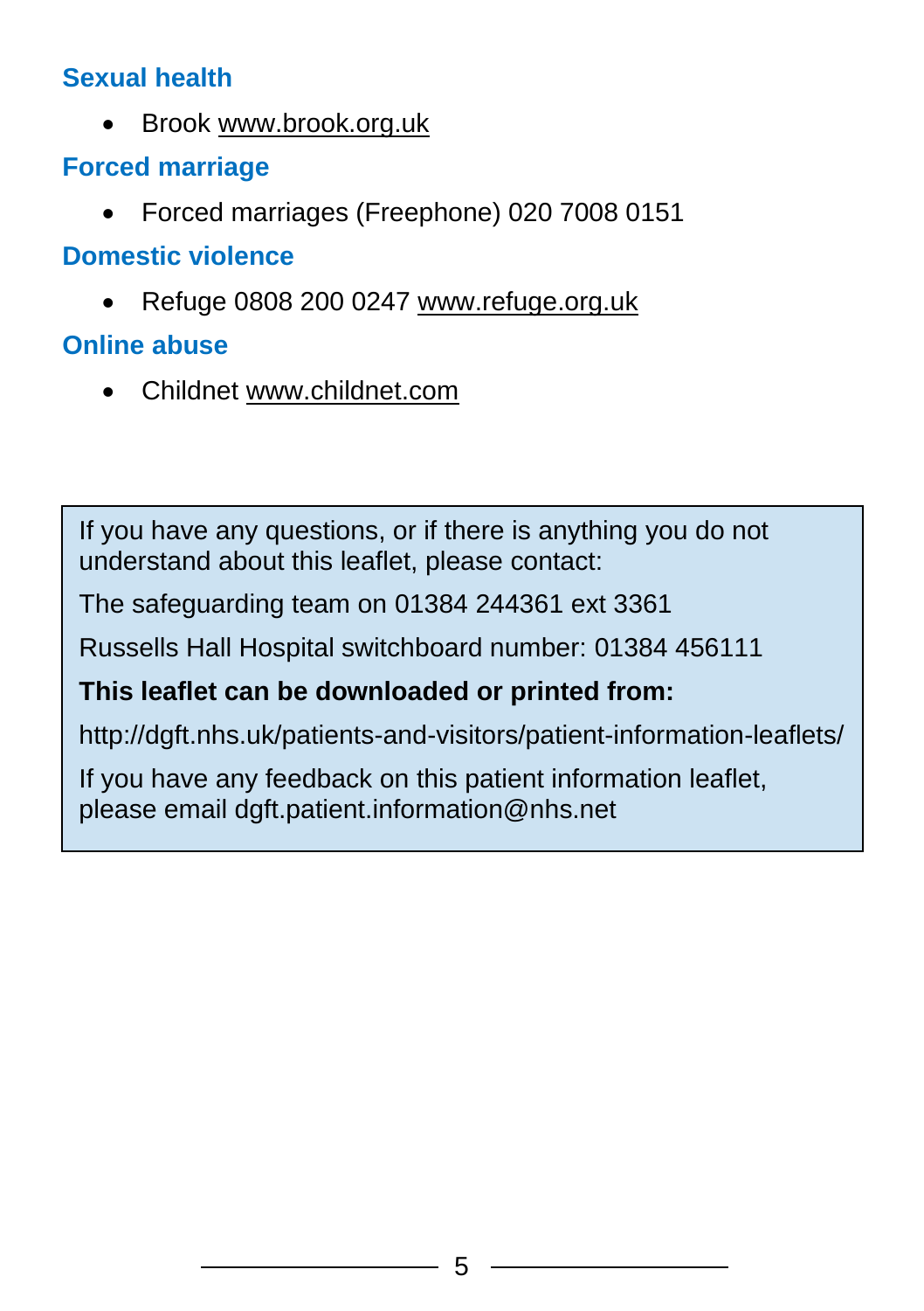### Sexual health

- Brook www.brook.org.uk

### Forced marriage

- Forced marriages (Freephone) 020 7008 0151

### Domestic violence

- Refuge 0808 200 0247 www.refuge.org.uk

### Online abuse

- Childnet www.childnet.com

---

If you have any questions, or if there is anything you do not understand about this leaflet, please contact:

The safeguarding team on 01384 244361 ext 3361

Russells Hall Hospital switchboard number: 01384 456111

**This leaflet can be downloaded or printed from:**

http://dgft.nhs.uk/patients-and-visitors/patient-information-leaflets/

If you have any feedback on this patient information leaflet, please email dgft.patient.information@nhs.net

---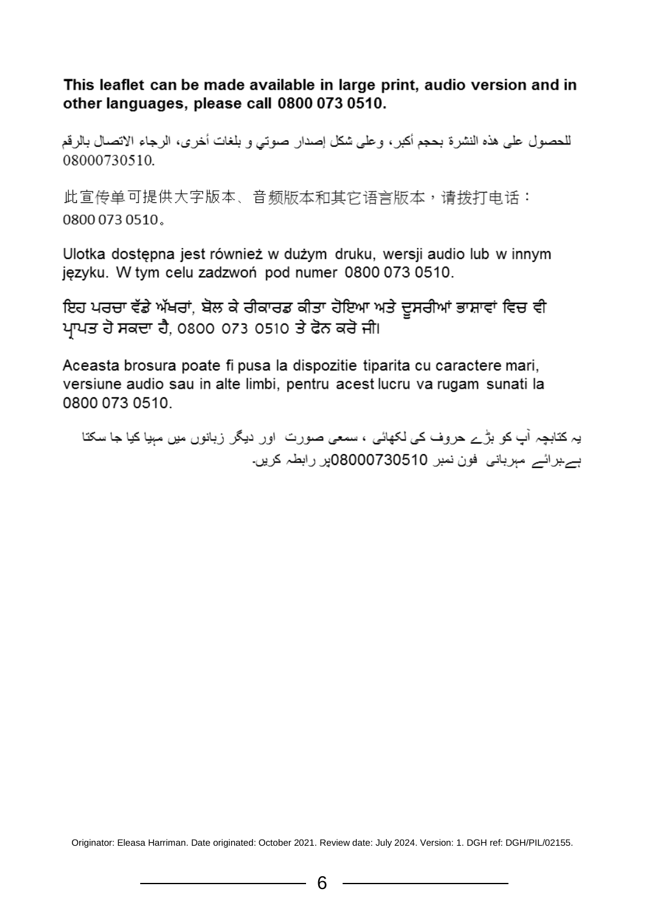**This leaflet can be made available in large print, audio version and in other languages, please call 0800 073 0510.**

للحصول على هذه النشرة بحجم أكبر، وعلى شكل إصدار صوتي و بلغات أخرى، الرجاء الاتصال بالرقم 08000730510.

此宣传单可提供大字版本、音频版本和其它语言版本，请拨打电话：0800 073 0510。

Ulotka dostępna jest również w dużym druku, wersji audio lub w innym języku. W tym celu zadzwoń pod numer 0800 073 0510.

ਇਹ ਪਰਚਾ ਵੱਡੇ ਅੱਖਰਾਂ, ਬੋਲ ਕੇ ਰੀਕਾਰਡ ਕੀਤਾ ਹੋਇਆ ਅਤੇ ਦੂਸਰੀਆਂ ਭਾਸ਼ਾਵਾਂ ਵਿਚ ਵੀ ਪ੍ਰਾਪਤ ਹੋ ਸਕਦਾ ਹੈ, 0800 073 0510 ਤੇ ਫੋਨ ਕਰੋ ਜੀ।

Aceasta brosura poate fi pusa la dispozitie tiparita cu caractere mari, versiune audio sau in alte limbi, pentru acest lucru va rugam sunati la 0800 073 0510.

یہ کتابچہ آپ کو بڑے حروف کی لکھائی ، سمعی صورت اور دیگر زبانوں میں مہیا کیا جا سکتا ہے۔برائے مہربانی فون نمبر 08000730510پر رابطہ کریں۔

Originator: Eleasa Harriman. Date originated: October 2021. Review date: July 2024. Version: 1. DGH ref: DGH/PIL/02155.